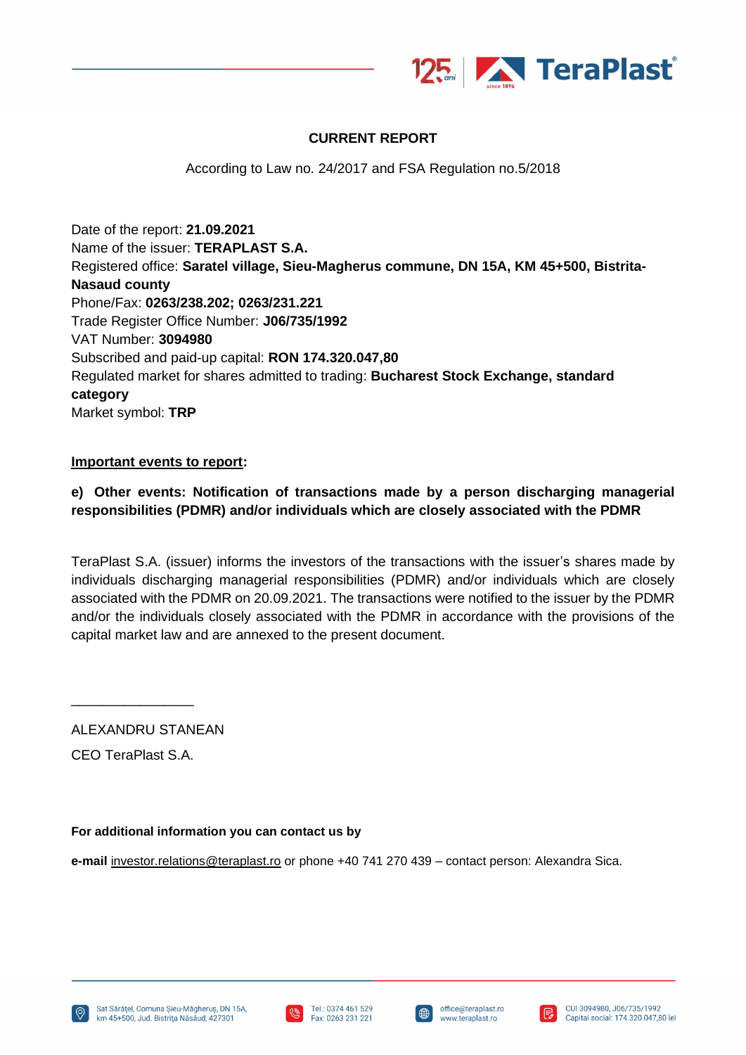# CURRENT REPORT

According to Law no. 24/2017 and FSA Regulation no.5/2018

Date of the report: **21.09.2021**
Name of the issuer: **TERAPLAST S.A.**
Registered office: **Saratel village, Sieu-Magherus commune, DN 15A, KM 45+500, Bistrita-Nasaud county**
Phone/Fax: **0263/238.202; 0263/231.221**
Trade Register Office Number: **J06/735/1992**
VAT Number: **3094980**
Subscribed and paid-up capital: **RON 174.320.047,80**
Regulated market for shares admitted to trading: **Bucharest Stock Exchange, standard category**
Market symbol: **TRP**

**Important events to report:**

**e) Other events: Notification of transactions made by a person discharging managerial responsibilities (PDMR) and/or individuals which are closely associated with the PDMR**

TeraPlast S.A. (issuer) informs the investors of the transactions with the issuer's shares made by individuals discharging managerial responsibilities (PDMR) and/or individuals which are closely associated with the PDMR on 20.09.2021. The transactions were notified to the issuer by the PDMR and/or the individuals closely associated with the PDMR in accordance with the provisions of the capital market law and are annexed to the present document.

________________

ALEXANDRU STANEAN

CEO TeraPlast S.A.

**For additional information you can contact us by**

**e-mail** investor.relations@teraplast.ro or phone +40 741 270 439 – contact person: Alexandra Sica.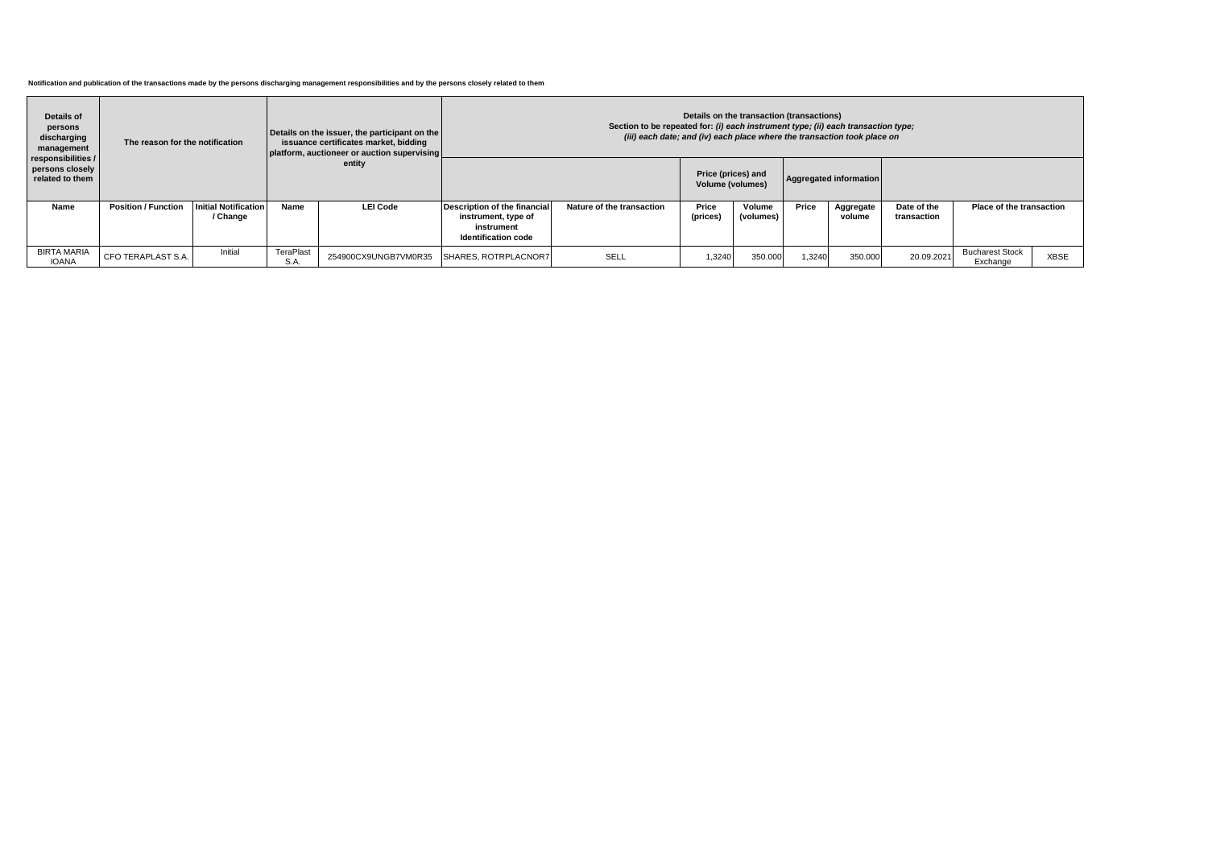**Notification and publication of the transactions made by the persons discharging management responsibilities and by the persons closely related to them**

| Details of persons discharging management responsibilities / persons closely related to them | The reason for the notification | | Details on the issuer, the participant on the issuance certificates market, bidding platform, auctioneer or auction supervising entity | | Details on the transaction (transactions) Section to be repeated for: *(i) each instrument type; (ii) each transaction type; (iii) each date; and (iv) each place where the transaction took place on* | | | | | | | | |
|---|---|---|---|---|---|---|---|---|---|---|---|---|---|
| | | | | | | | Price (prices) and Volume (volumes) | | Aggregated information | | | | |
| **Name** | **Position / Function** | **Initial Notification / Change** | **Name** | **LEI Code** | **Description of the financial instrument, type of instrument Identification code** | **Nature of the transaction** | **Price (prices)** | **Volume (volumes)** | **Price** | **Aggregate volume** | **Date of the transaction** | **Place of the transaction** | |
| BIRTA MARIA IOANA | CFO TERAPLAST S.A. | Initial | TeraPlast S.A. | 254900CX9UNGB7VM0R35 | SHARES, ROTRPLACNOR7 | SELL | 1,3240 | 350.000 | 1,3240 | 350.000 | 20.09.2021 | Bucharest Stock Exchange | XBSE |